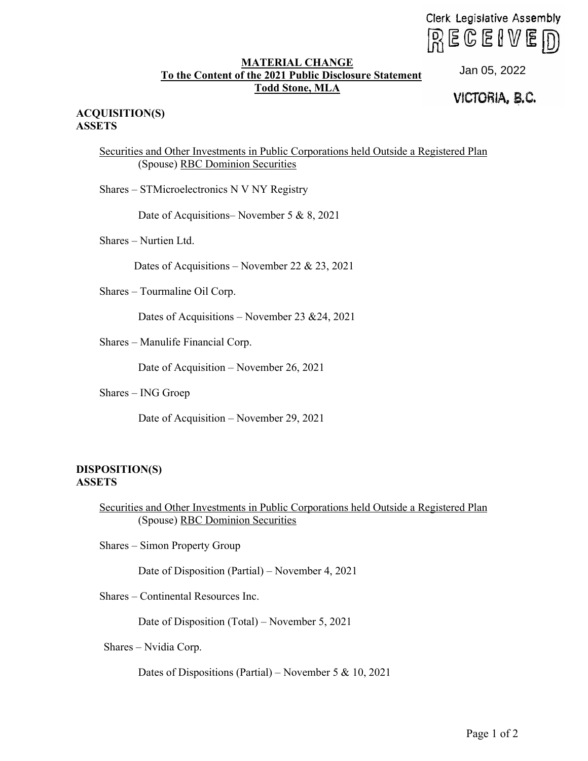Clerk Legislative Assembly
RECEIVED
Jan 05, 2022
VICTORIA, B.C.

**MATERIAL CHANGE**
**To the Content of the 2021 Public Disclosure Statement**
**Todd Stone, MLA**

**ACQUISITION(S)**
**ASSETS**

Securities and Other Investments in Public Corporations held Outside a Registered Plan
(Spouse) RBC Dominion Securities

Shares – STMicroelectronics N V NY Registry

Date of Acquisitions– November 5 & 8, 2021

Shares – Nurtien Ltd.

Dates of Acquisitions – November 22 & 23, 2021

Shares – Tourmaline Oil Corp.

Dates of Acquisitions – November 23 &24, 2021

Shares – Manulife Financial Corp.

Date of Acquisition – November 26, 2021

Shares – ING Groep

Date of Acquisition – November 29, 2021

**DISPOSITION(S)**
**ASSETS**

Securities and Other Investments in Public Corporations held Outside a Registered Plan
(Spouse) RBC Dominion Securities

Shares – Simon Property Group

Date of Disposition (Partial) – November 4, 2021

Shares – Continental Resources Inc.

Date of Disposition (Total) – November 5, 2021

Shares – Nvidia Corp.

Dates of Dispositions (Partial) – November 5 & 10, 2021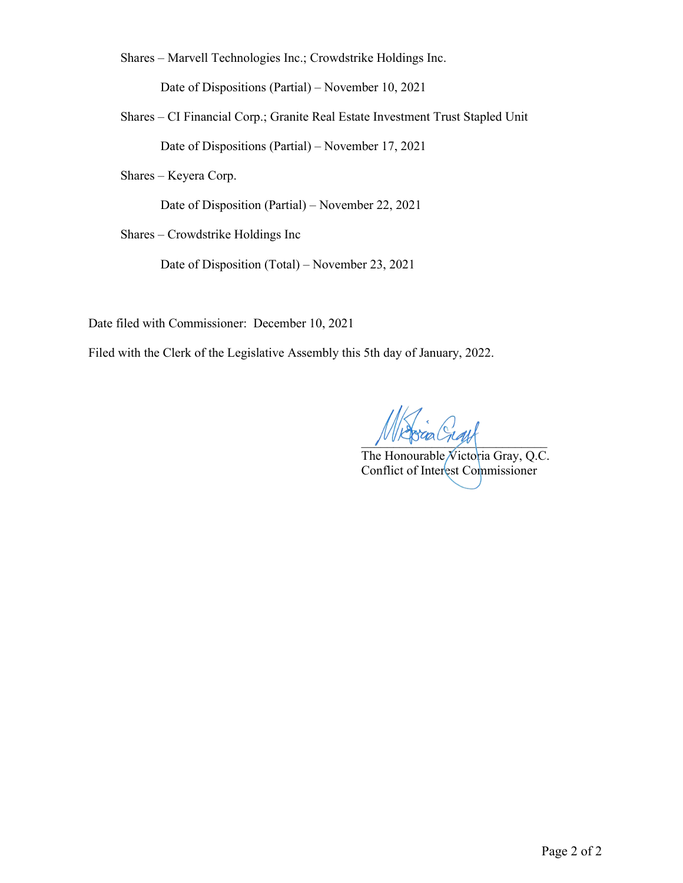Shares – Marvell Technologies Inc.; Crowdstrike Holdings Inc.

Date of Dispositions (Partial) – November 10, 2021

Shares – CI Financial Corp.; Granite Real Estate Investment Trust Stapled Unit

Date of Dispositions (Partial) – November 17, 2021

Shares – Keyera Corp.

Date of Disposition (Partial) – November 22, 2021

Shares – Crowdstrike Holdings Inc

Date of Disposition (Total) – November 23, 2021

Date filed with Commissioner: December 10, 2021

Filed with the Clerk of the Legislative Assembly this 5th day of January, 2022.

The Honourable Victoria Gray, Q.C.
Conflict of Interest Commissioner